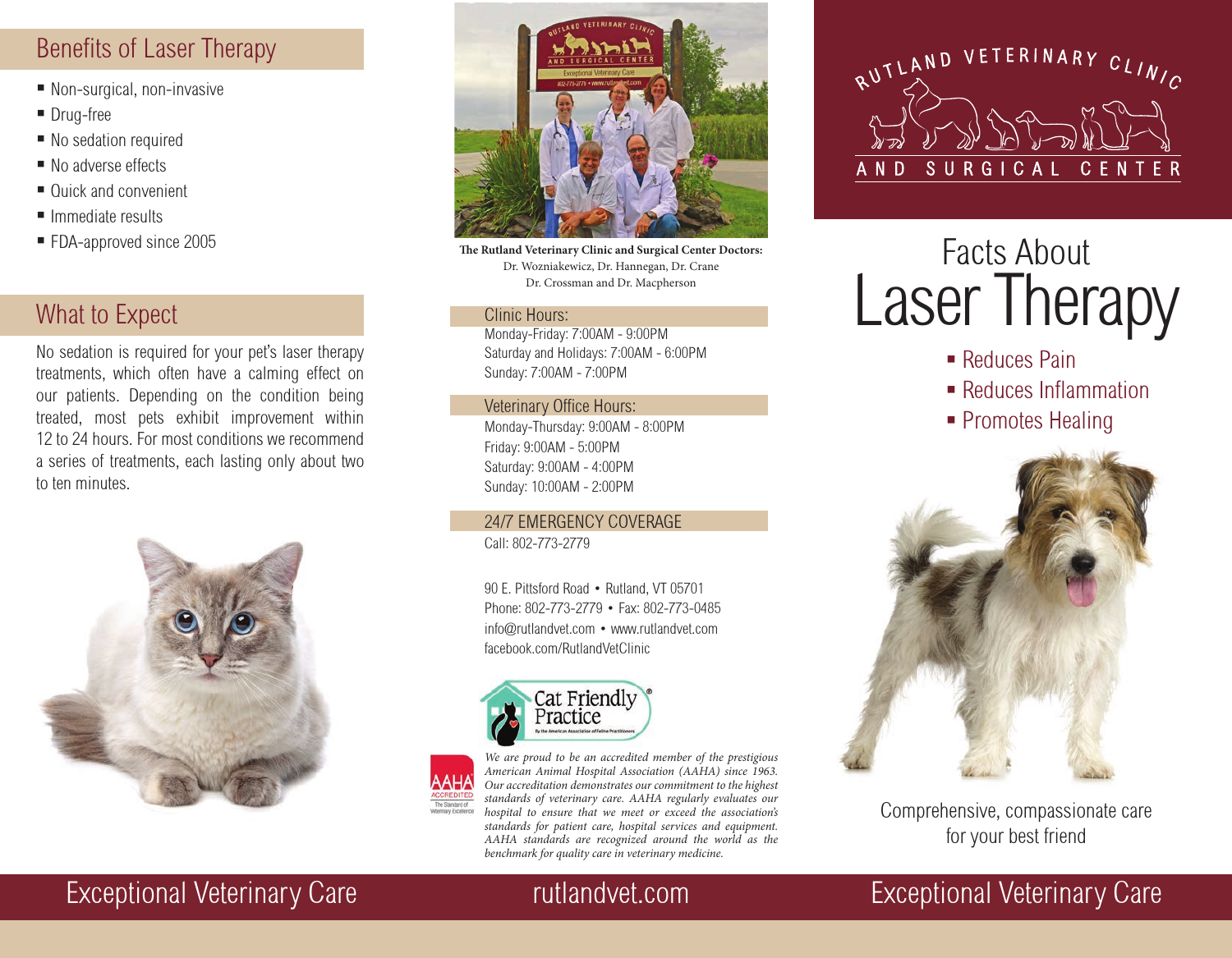## Benefits of Laser Therapy

- Non-surgical, non-invasive
- Drug-free
- No sedation required
- No adverse effects
- Quick and convenient
- Immediate results
- FDA-approved since 2005

## What to Expect

No sedation is required for your pet's laser therapy treatments, which often have a calming effect on our patients. Depending on the condition being treated, most pets exhibit improvement within 12 to 24 hours. For most conditions we recommend a series of treatments, each lasting only about two to ten minutes.

**The Rutland Veterinary Clinic and Surgical Center Doctors:**
Dr. Wozniakewicz, Dr. Hannegan, Dr. Crane
Dr. Crossman and Dr. Macpherson

### Clinic Hours:

Monday-Friday: 7:00AM - 9:00PM
Saturday and Holidays: 7:00AM - 6:00PM
Sunday: 7:00AM - 7:00PM

### Veterinary Office Hours:

Monday-Thursday: 9:00AM - 8:00PM
Friday: 9:00AM - 5:00PM
Saturday: 9:00AM - 4:00PM
Sunday: 10:00AM - 2:00PM

### 24/7 EMERGENCY COVERAGE

Call: 802-773-2779

90 E. Pittsford Road • Rutland, VT 05701
Phone: 802-773-2779 • Fax: 802-773-0485
info@rutlandvet.com • www.rutlandvet.com
facebook.com/RutlandVetClinic

Cat Friendly Practice
By the American Association of Feline Practitioners

AAHA ACCREDITED — The Standard of Veterinary Excellence

*We are proud to be an accredited member of the prestigious American Animal Hospital Association (AAHA) since 1963. Our accreditation demonstrates our commitment to the highest standards of veterinary care. AAHA regularly evaluates our hospital to ensure that we meet or exceed the association's standards for patient care, hospital services and equipment. AAHA standards are recognized around the world as the benchmark for quality care in veterinary medicine.*

RUTLAND VETERINARY CLINIC AND SURGICAL CENTER

# Facts About Laser Therapy

- Reduces Pain
- Reduces Inflammation
- Promotes Healing

Comprehensive, compassionate care for your best friend

Exceptional Veterinary Care

rutlandvet.com

Exceptional Veterinary Care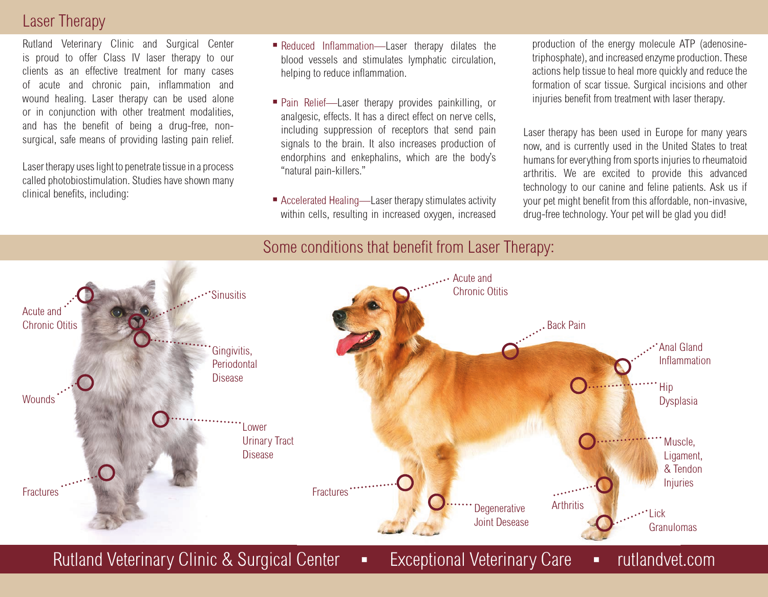## Laser Therapy

Rutland Veterinary Clinic and Surgical Center is proud to offer Class IV laser therapy to our clients as an effective treatment for many cases of acute and chronic pain, inflammation and wound healing. Laser therapy can be used alone or in conjunction with other treatment modalities, and has the benefit of being a drug-free, non-surgical, safe means of providing lasting pain relief.

Laser therapy uses light to penetrate tissue in a process called photobiostimulation. Studies have shown many clinical benefits, including:

- Reduced Inflammation—Laser therapy dilates the blood vessels and stimulates lymphatic circulation, helping to reduce inflammation.
- Pain Relief—Laser therapy provides painkilling, or analgesic, effects. It has a direct effect on nerve cells, including suppression of receptors that send pain signals to the brain. It also increases production of endorphins and enkephalins, which are the body's "natural pain-killers."
- Accelerated Healing—Laser therapy stimulates activity within cells, resulting in increased oxygen, increased production of the energy molecule ATP (adenosine-triphosphate), and increased enzyme production. These actions help tissue to heal more quickly and reduce the formation of scar tissue. Surgical incisions and other injuries benefit from treatment with laser therapy.

Laser therapy has been used in Europe for many years now, and is currently used in the United States to treat humans for everything from sports injuries to rheumatoid arthritis. We are excited to provide this advanced technology to our canine and feline patients. Ask us if your pet might benefit from this affordable, non-invasive, drug-free technology. Your pet will be glad you did!

## Some conditions that benefit from Laser Therapy:

Acute and Chronic Otitis

Sinusitis

Gingivitis, Periodontal Disease

Wounds

Lower Urinary Tract Disease

Fractures

Acute and Chronic Otitis

Back Pain

Anal Gland Inflammation

Hip Dysplasia

Muscle, Ligament, & Tendon Injuries

Fractures

Degenerative Joint Desease

Arthritis

Lick Granulomas

Rutland Veterinary Clinic & Surgical Center ▪ Exceptional Veterinary Care ▪ rutlandvet.com